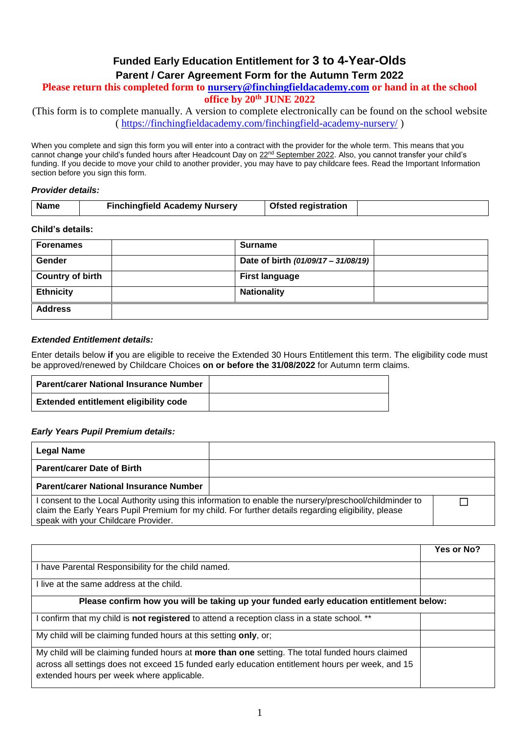# Funded Early Education Entitlement for 3 to 4-Year-Olds

## Parent / Carer Agreement Form for the Autumn Term 2022

**Please return this completed form to nursery@finchingfieldacademy.com or hand in at the school office by 20th JUNE 2022**

(This form is to complete manually. A version to complete electronically can be found on the school website ( https://finchingfieldacademy.com/finchingfield-academy-nursery/ )

When you complete and sign this form you will enter into a contract with the provider for the whole term. This means that you cannot change your child's funded hours after Headcount Day on 22nd September 2022. Also, you cannot transfer your child's funding. If you decide to move your child to another provider, you may have to pay childcare fees. Read the Important Information section before you sign this form.

***Provider details:***

| **Name** | **Finchingfield Academy Nursery** | **Ofsted registration** | |
|---|---|---|---|

**Child's details:**

| **Forenames** | | **Surname** | |
|---|---|---|---|
| **Gender** | | **Date of birth** ***(01/09/17 – 31/08/19)*** | |
| **Country of birth** | | **First language** | |
| **Ethnicity** | | **Nationality** | |
| **Address** | | | |

***Extended Entitlement details:***

Enter details below **if** you are eligible to receive the Extended 30 Hours Entitlement this term. The eligibility code must be approved/renewed by Childcare Choices **on or before the 31/08/2022** for Autumn term claims.

| **Parent/carer National Insurance Number** | |
|---|---|
| **Extended entitlement eligibility code** | |

***Early Years Pupil Premium details:***

| **Legal Name** | |
|---|---|
| **Parent/carer Date of Birth** | |
| **Parent/carer National Insurance Number** | |
| I consent to the Local Authority using this information to enable the nursery/preschool/childminder to claim the Early Years Pupil Premium for my child. For further details regarding eligibility, please speak with your Childcare Provider. | ☐ |

| | **Yes or No?** |
|---|---|
| I have Parental Responsibility for the child named. | |
| I live at the same address at the child. | |
| **Please confirm how you will be taking up your funded early education entitlement below:** | |
| I confirm that my child is **not registered** to attend a reception class in a state school. ** | |
| My child will be claiming funded hours at this setting **only**, or; | |
| My child will be claiming funded hours at **more than one** setting. The total funded hours claimed across all settings does not exceed 15 funded early education entitlement hours per week, and 15 extended hours per week where applicable. | |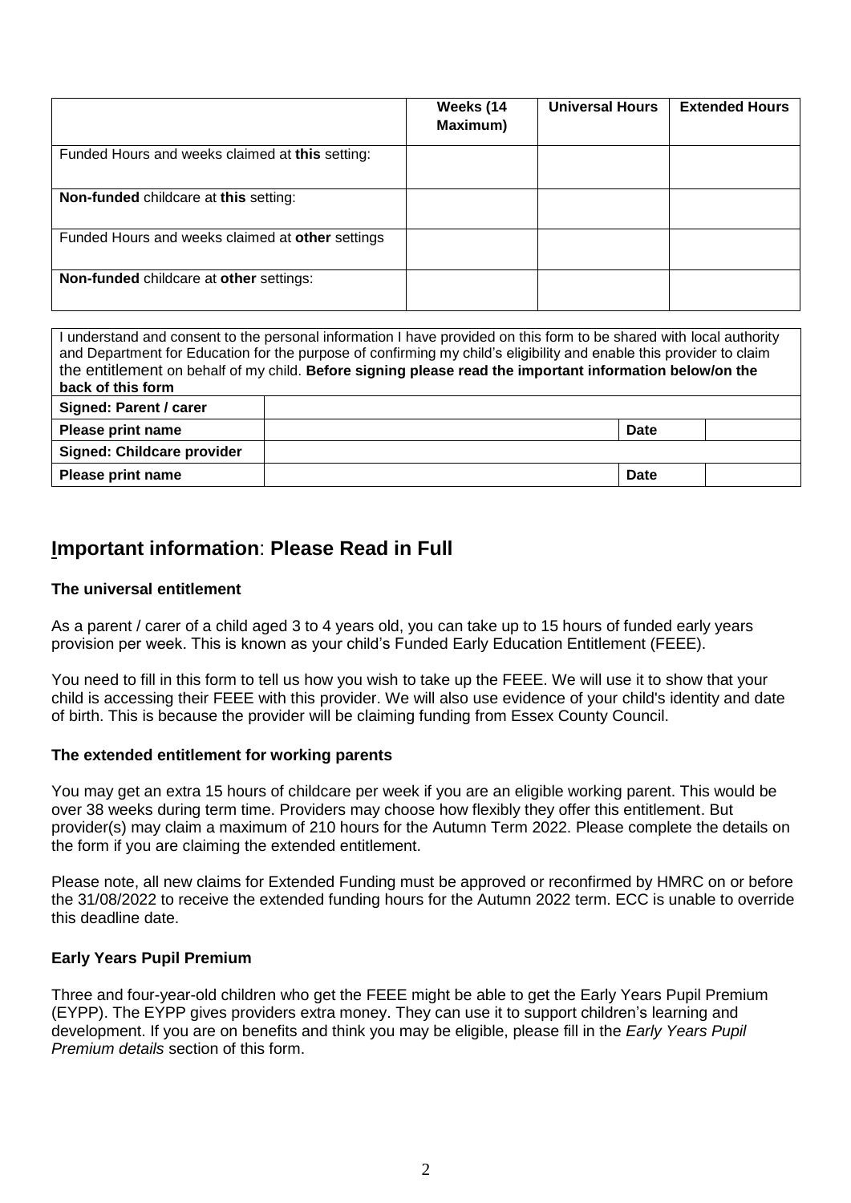| | Weeks (14 Maximum) | Universal Hours | Extended Hours |
|---|---|---|---|
| Funded Hours and weeks claimed at **this** setting: | | | |
| **Non-funded** childcare at **this** setting: | | | |
| Funded Hours and weeks claimed at **other** settings | | | |
| **Non-funded** childcare at **other** settings: | | | |

| I understand and consent to the personal information I have provided on this form to be shared with local authority and Department for Education for the purpose of confirming my child's eligibility and enable this provider to claim the entitlement on behalf of my child. **Before signing please read the important information below/on the back of this form** | | | |
|---|---|---|---|
| **Signed: Parent / carer** | | | |
| **Please print name** | | **Date** | |
| **Signed: Childcare provider** | | | |
| **Please print name** | | **Date** | |

## Important information: Please Read in Full

### The universal entitlement

As a parent / carer of a child aged 3 to 4 years old, you can take up to 15 hours of funded early years provision per week. This is known as your child's Funded Early Education Entitlement (FEEE).

You need to fill in this form to tell us how you wish to take up the FEEE. We will use it to show that your child is accessing their FEEE with this provider. We will also use evidence of your child's identity and date of birth. This is because the provider will be claiming funding from Essex County Council.

### The extended entitlement for working parents

You may get an extra 15 hours of childcare per week if you are an eligible working parent. This would be over 38 weeks during term time. Providers may choose how flexibly they offer this entitlement. But provider(s) may claim a maximum of 210 hours for the Autumn Term 2022. Please complete the details on the form if you are claiming the extended entitlement.

Please note, all new claims for Extended Funding must be approved or reconfirmed by HMRC on or before the 31/08/2022 to receive the extended funding hours for the Autumn 2022 term. ECC is unable to override this deadline date.

### Early Years Pupil Premium

Three and four-year-old children who get the FEEE might be able to get the Early Years Pupil Premium (EYPP). The EYPP gives providers extra money. They can use it to support children's learning and development. If you are on benefits and think you may be eligible, please fill in the *Early Years Pupil Premium details* section of this form.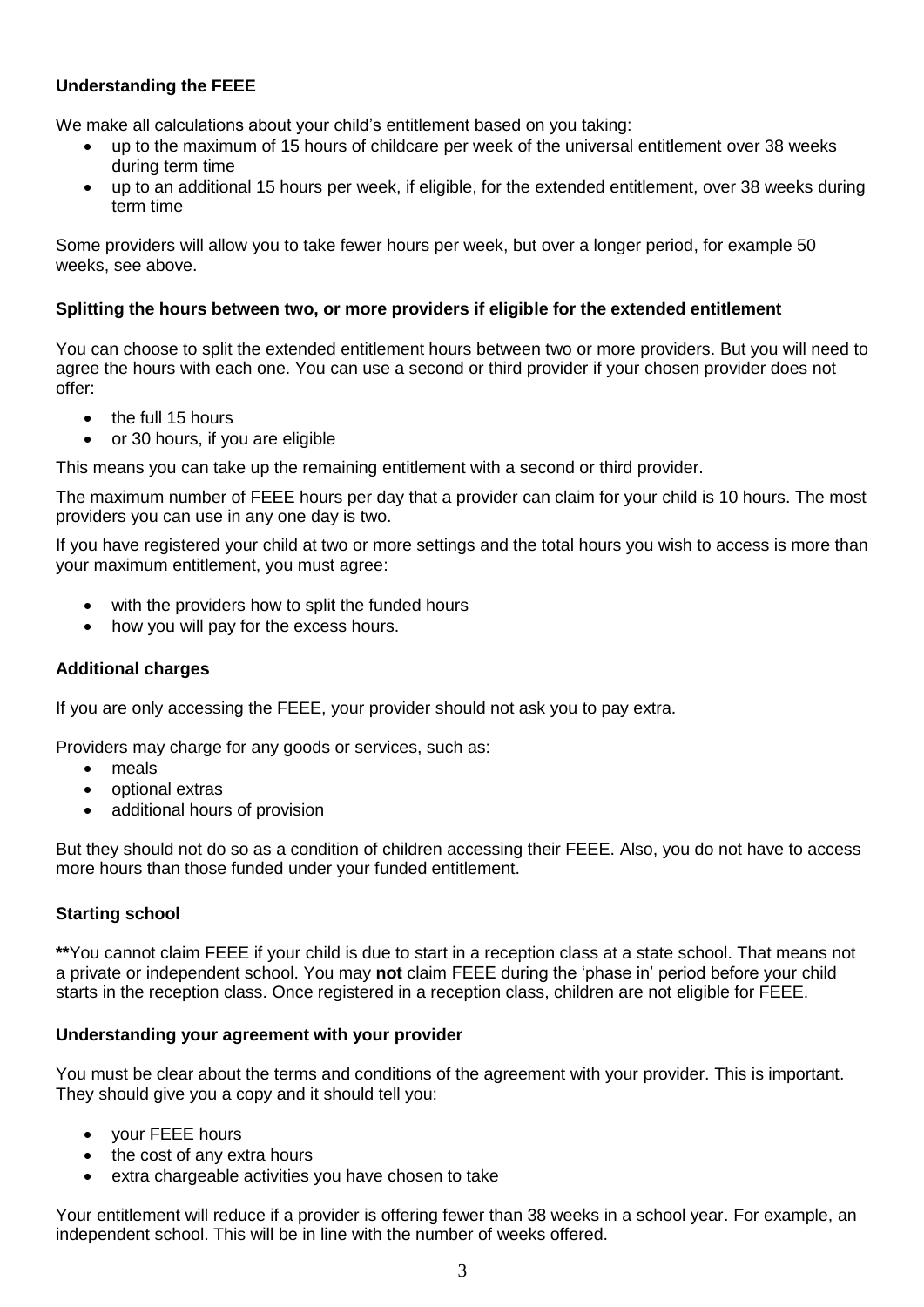### Understanding the FEEE

We make all calculations about your child's entitlement based on you taking:

- up to the maximum of 15 hours of childcare per week of the universal entitlement over 38 weeks during term time
- up to an additional 15 hours per week, if eligible, for the extended entitlement, over 38 weeks during term time

Some providers will allow you to take fewer hours per week, but over a longer period, for example 50 weeks, see above.

### Splitting the hours between two, or more providers if eligible for the extended entitlement

You can choose to split the extended entitlement hours between two or more providers. But you will need to agree the hours with each one. You can use a second or third provider if your chosen provider does not offer:

- the full 15 hours
- or 30 hours, if you are eligible

This means you can take up the remaining entitlement with a second or third provider.

The maximum number of FEEE hours per day that a provider can claim for your child is 10 hours. The most providers you can use in any one day is two.

If you have registered your child at two or more settings and the total hours you wish to access is more than your maximum entitlement, you must agree:

- with the providers how to split the funded hours
- how you will pay for the excess hours.

### Additional charges

If you are only accessing the FEEE, your provider should not ask you to pay extra.

Providers may charge for any goods or services, such as:

- meals
- optional extras
- additional hours of provision

But they should not do so as a condition of children accessing their FEEE. Also, you do not have to access more hours than those funded under your funded entitlement.

### Starting school

**\*\***You cannot claim FEEE if your child is due to start in a reception class at a state school. That means not a private or independent school. You may **not** claim FEEE during the 'phase in' period before your child starts in the reception class. Once registered in a reception class, children are not eligible for FEEE.

### Understanding your agreement with your provider

You must be clear about the terms and conditions of the agreement with your provider. This is important. They should give you a copy and it should tell you:

- your FEEE hours
- the cost of any extra hours
- extra chargeable activities you have chosen to take

Your entitlement will reduce if a provider is offering fewer than 38 weeks in a school year. For example, an independent school. This will be in line with the number of weeks offered.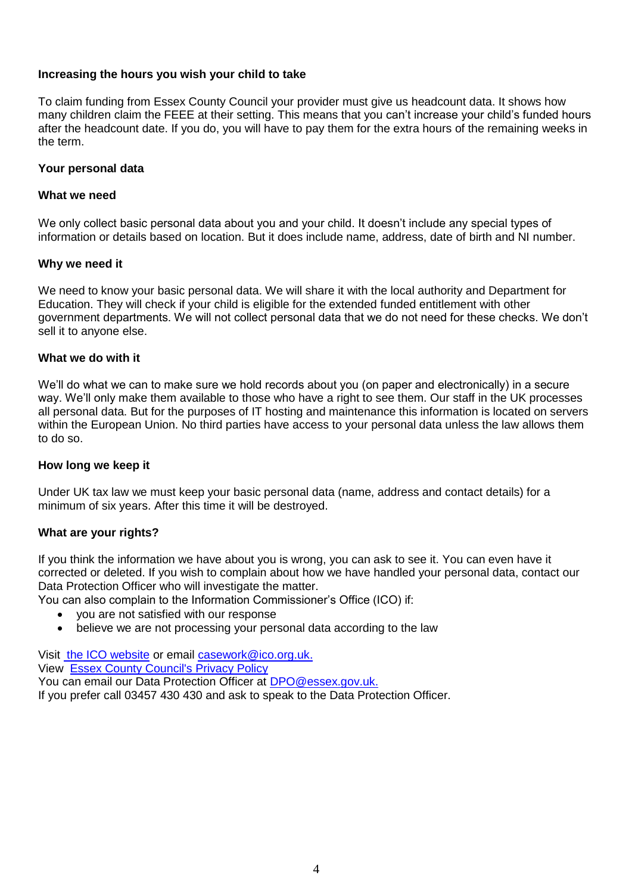**Increasing the hours you wish your child to take**

To claim funding from Essex County Council your provider must give us headcount data. It shows how many children claim the FEEE at their setting. This means that you can't increase your child's funded hours after the headcount date. If you do, you will have to pay them for the extra hours of the remaining weeks in the term.

**Your personal data**

**What we need**

We only collect basic personal data about you and your child. It doesn't include any special types of information or details based on location. But it does include name, address, date of birth and NI number.

**Why we need it**

We need to know your basic personal data. We will share it with the local authority and Department for Education. They will check if your child is eligible for the extended funded entitlement with other government departments. We will not collect personal data that we do not need for these checks. We don't sell it to anyone else.

**What we do with it**

We'll do what we can to make sure we hold records about you (on paper and electronically) in a secure way. We'll only make them available to those who have a right to see them. Our staff in the UK processes all personal data. But for the purposes of IT hosting and maintenance this information is located on servers within the European Union. No third parties have access to your personal data unless the law allows them to do so.

**How long we keep it**

Under UK tax law we must keep your basic personal data (name, address and contact details) for a minimum of six years. After this time it will be destroyed.

**What are your rights?**

If you think the information we have about you is wrong, you can ask to see it. You can even have it corrected or deleted. If you wish to complain about how we have handled your personal data, contact our Data Protection Officer who will investigate the matter.

You can also complain to the Information Commissioner's Office (ICO) if:

- you are not satisfied with our response
- believe we are not processing your personal data according to the law

Visit the ICO website or email casework@ico.org.uk.

View Essex County Council's Privacy Policy

You can email our Data Protection Officer at DPO@essex.gov.uk.

If you prefer call 03457 430 430 and ask to speak to the Data Protection Officer.